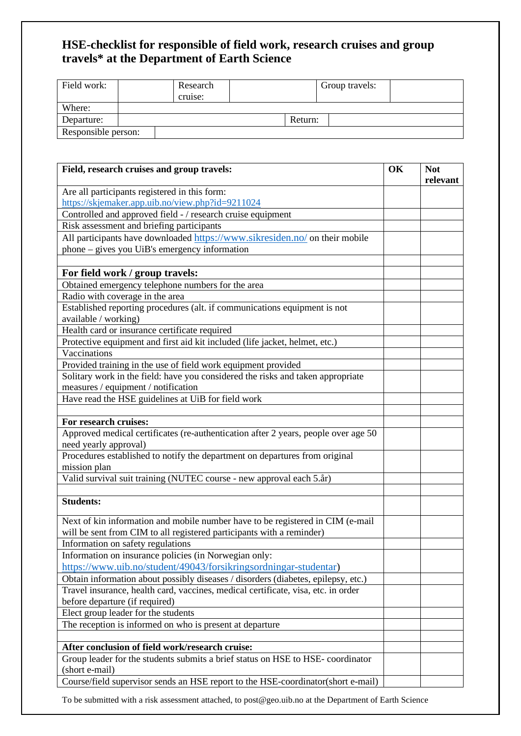## HSE-checklist for responsible of field work, research cruises and group travels* at the Department of Earth Science

| Field work: | | Research cruise: | | Group travels: | |
|---|---|---|---|---|---|
| Where: | | | | | |
| Departure: | | | Return: | | |
| Responsible person: | | | | | |

| **Field, research cruises and group travels:** | **OK** | **Not relevant** |
|---|---|---|
| Are all participants registered in this form: https://skjemaker.app.uib.no/view.php?id=9211024 | | |
| Controlled and approved field - / research cruise equipment | | |
| Risk assessment and briefing participants | | |
| All participants have downloaded https://www.sikresiden.no/ on their mobile phone – gives you UiB's emergency information | | |
| | | |
| **For field work / group travels:** | | |
| Obtained emergency telephone numbers for the area | | |
| Radio with coverage in the area | | |
| Established reporting procedures (alt. if communications equipment is not available / working) | | |
| Health card or insurance certificate required | | |
| Protective equipment and first aid kit included (life jacket, helmet, etc.) | | |
| Vaccinations | | |
| Provided training in the use of field work equipment provided | | |
| Solitary work in the field: have you considered the risks and taken appropriate measures / equipment / notification | | |
| Have read the HSE guidelines at UiB for field work | | |
| | | |
| **For research cruises:** | | |
| Approved medical certificates (re-authentication after 2 years, people over age 50 need yearly approval) | | |
| Procedures established to notify the department on departures from original mission plan | | |
| Valid survival suit training (NUTEC course - new approval each 5.år) | | |
| | | |
| **Students:** | | |
| Next of kin information and mobile number have to be registered in CIM (e-mail will be sent from CIM to all registered participants with a reminder) | | |
| Information on safety regulations | | |
| Information on insurance policies (in Norwegian only: https://www.uib.no/student/49043/forsikringsordningar-studentar) | | |
| Obtain information about possibly diseases / disorders (diabetes, epilepsy, etc.) | | |
| Travel insurance, health card, vaccines, medical certificate, visa, etc. in order before departure (if required) | | |
| Elect group leader for the students | | |
| The reception is informed on who is present at departure | | |
| | | |
| **After conclusion of field work/research cruise:** | | |
| Group leader for the students submits a brief status on HSE to HSE- coordinator (short e-mail) | | |
| Course/field supervisor sends an HSE report to the HSE-coordinator(short e-mail) | | |

To be submitted with a risk assessment attached, to post@geo.uib.no at the Department of Earth Science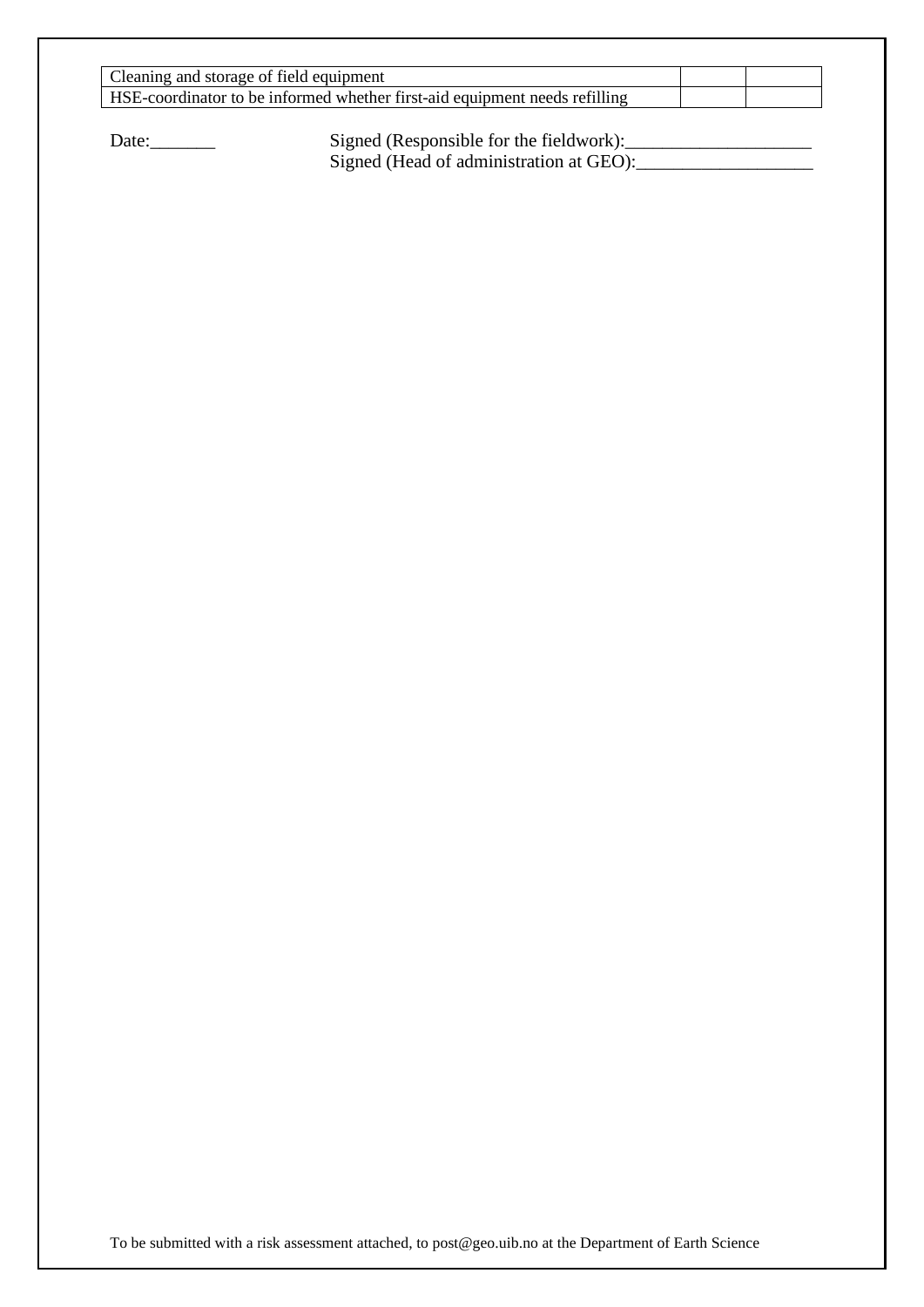| | | |
|---|---|---|
| Cleaning and storage of field equipment | | |
| HSE-coordinator to be informed whether first-aid equipment needs refilling | | |

Date:_______

Signed (Responsible for the fieldwork):____________________

Signed (Head of administration at GEO):___________________

To be submitted with a risk assessment attached, to post@geo.uib.no at the Department of Earth Science